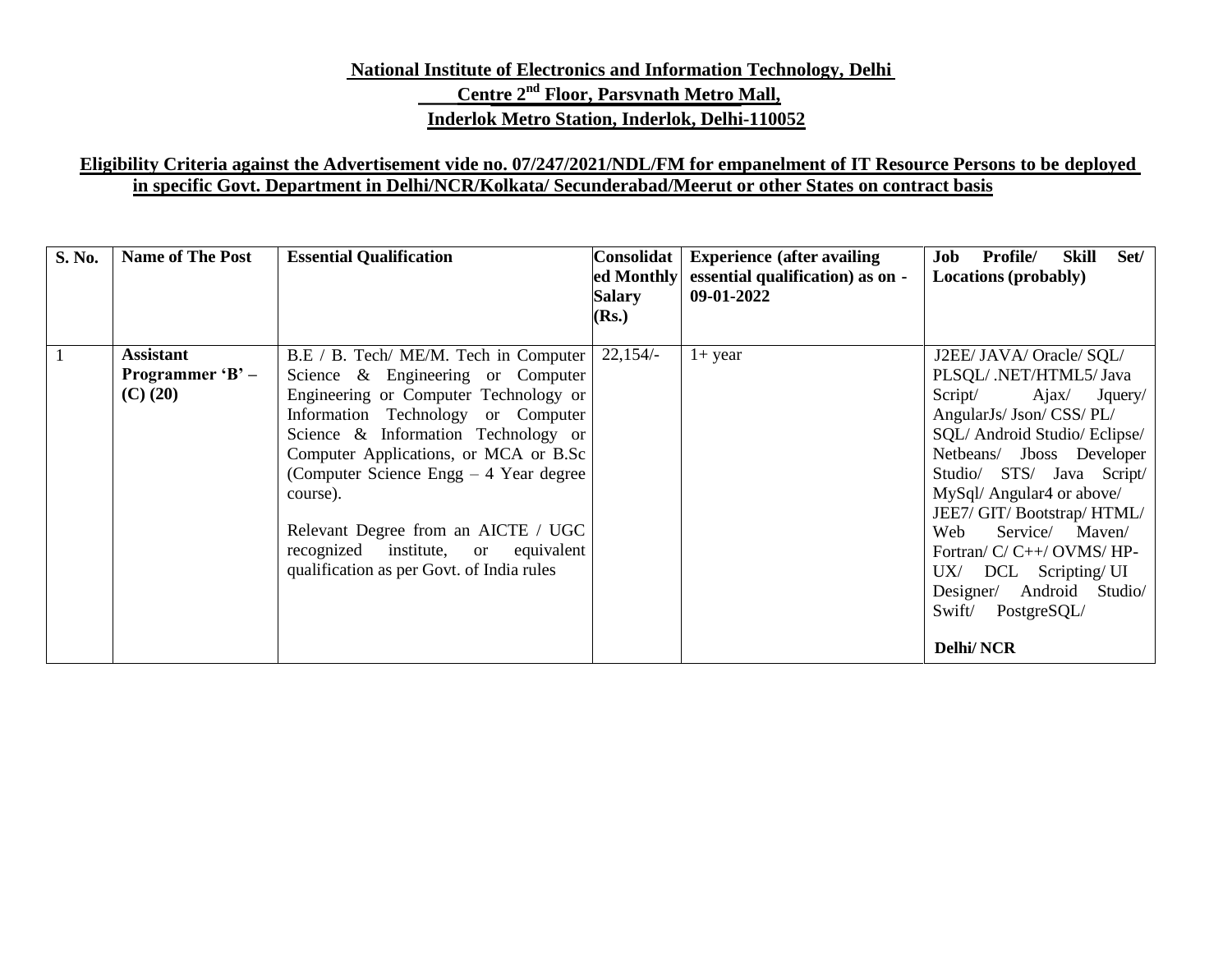**National Institute of Electronics and Information Technology, Delhi**
**Centre 2nd Floor, Parsvnath Metro Mall,**
**Inderlok Metro Station, Inderlok, Delhi-110052**

**Eligibility Criteria against the Advertisement vide no. 07/247/2021/NDL/FM for empanelment of IT Resource Persons to be deployed in specific Govt. Department in Delhi/NCR/Kolkata/ Secunderabad/Meerut or other States on contract basis**

| S. No. | Name of The Post | Essential Qualification | Consolidated Monthly Salary (Rs.) | Experience (after availing essential qualification) as on - 09-01-2022 | Job Profile/ Skill Set/ Locations (probably) |
|---|---|---|---|---|---|
| 1 | **Assistant Programmer 'B' – (C) (20)** | B.E / B. Tech/ ME/M. Tech in Computer Science & Engineering or Computer Engineering or Computer Technology or Information Technology or Computer Science & Information Technology or Computer Applications, or MCA or B.Sc (Computer Science Engg – 4 Year degree course).<br><br>Relevant Degree from an AICTE / UGC recognized institute, or equivalent qualification as per Govt. of India rules | 22,154/- | 1+ year | J2EE/ JAVA/ Oracle/ SQL/ PLSQL/ .NET/HTML5/ Java Script/ Ajax/ Jquery/ AngularJs/ Json/ CSS/ PL/ SQL/ Android Studio/ Eclipse/ Netbeans/ Jboss Developer Studio/ STS/ Java Script/ MySql/ Angular4 or above/ JEE7/ GIT/ Bootstrap/ HTML/ Web Service/ Maven/ Fortran/ C/ C++/ OVMS/ HP-UX/ DCL Scripting/ UI Designer/ Android Studio/ Swift/ PostgreSQL/<br><br>**Delhi/ NCR** |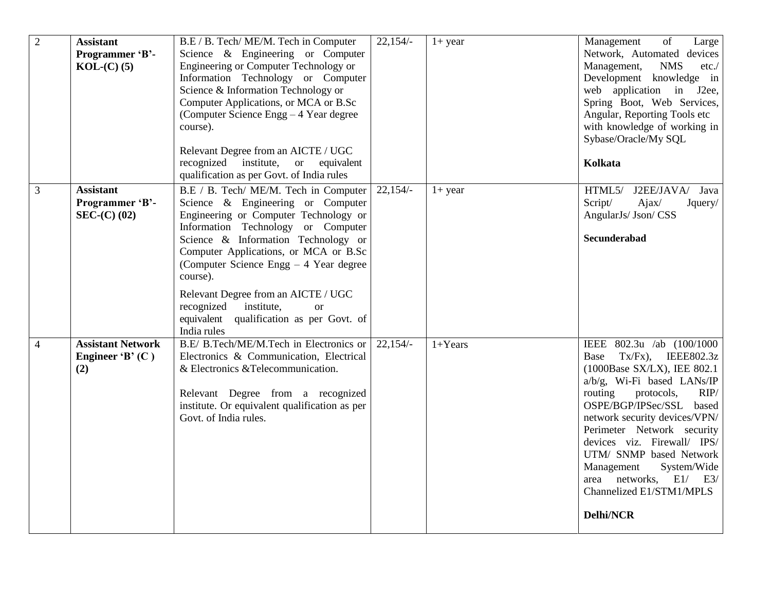| 2 | **Assistant Programmer 'B'-KOL-(C) (5)** | B.E / B. Tech/ ME/M. Tech in Computer Science & Engineering or Computer Engineering or Computer Technology or Information Technology or Computer Science & Information Technology or Computer Applications, or MCA or B.Sc (Computer Science Engg – 4 Year degree course).<br><br>Relevant Degree from an AICTE / UGC recognized institute, or equivalent qualification as per Govt. of India rules | 22,154/- | 1+ year | Management of Large Network, Automated devices Management, NMS etc./ Development knowledge in web application in J2ee, Spring Boot, Web Services, Angular, Reporting Tools etc with knowledge of working in Sybase/Oracle/My SQL<br><br>**Kolkata** |
|---|---|---|---|---|---|
| 3 | **Assistant Programmer 'B'-SEC-(C) (02)** | B.E / B. Tech/ ME/M. Tech in Computer Science & Engineering or Computer Engineering or Computer Technology or Information Technology or Computer Science & Information Technology or Computer Applications, or MCA or B.Sc (Computer Science Engg – 4 Year degree course).<br><br>Relevant Degree from an AICTE / UGC recognized institute, or equivalent qualification as per Govt. of India rules | 22,154/- | 1+ year | HTML5/ J2EE/JAVA/ Java Script/ Ajax/ Jquery/ AngularJs/ Json/ CSS<br><br>**Secunderabad** |
| 4 | **Assistant Network Engineer 'B' (C ) (2)** | B.E/ B.Tech/ME/M.Tech in Electronics or Electronics & Communication, Electrical & Electronics &Telecommunication.<br><br>Relevant Degree from a recognized institute. Or equivalent qualification as per Govt. of India rules. | 22,154/- | 1+Years | IEEE 802.3u /ab (100/1000 Base Tx/Fx), IEEE802.3z (1000Base SX/LX), IEE 802.1 a/b/g, Wi-Fi based LANs/IP routing protocols, RIP/ OSPE/BGP/IPSec/SSL based network security devices/VPN/ Perimeter Network security devices viz. Firewall/ IPS/ UTM/ SNMP based Network Management System/Wide area networks, E1/ E3/ Channelized E1/STM1/MPLS<br><br>**Delhi/NCR** |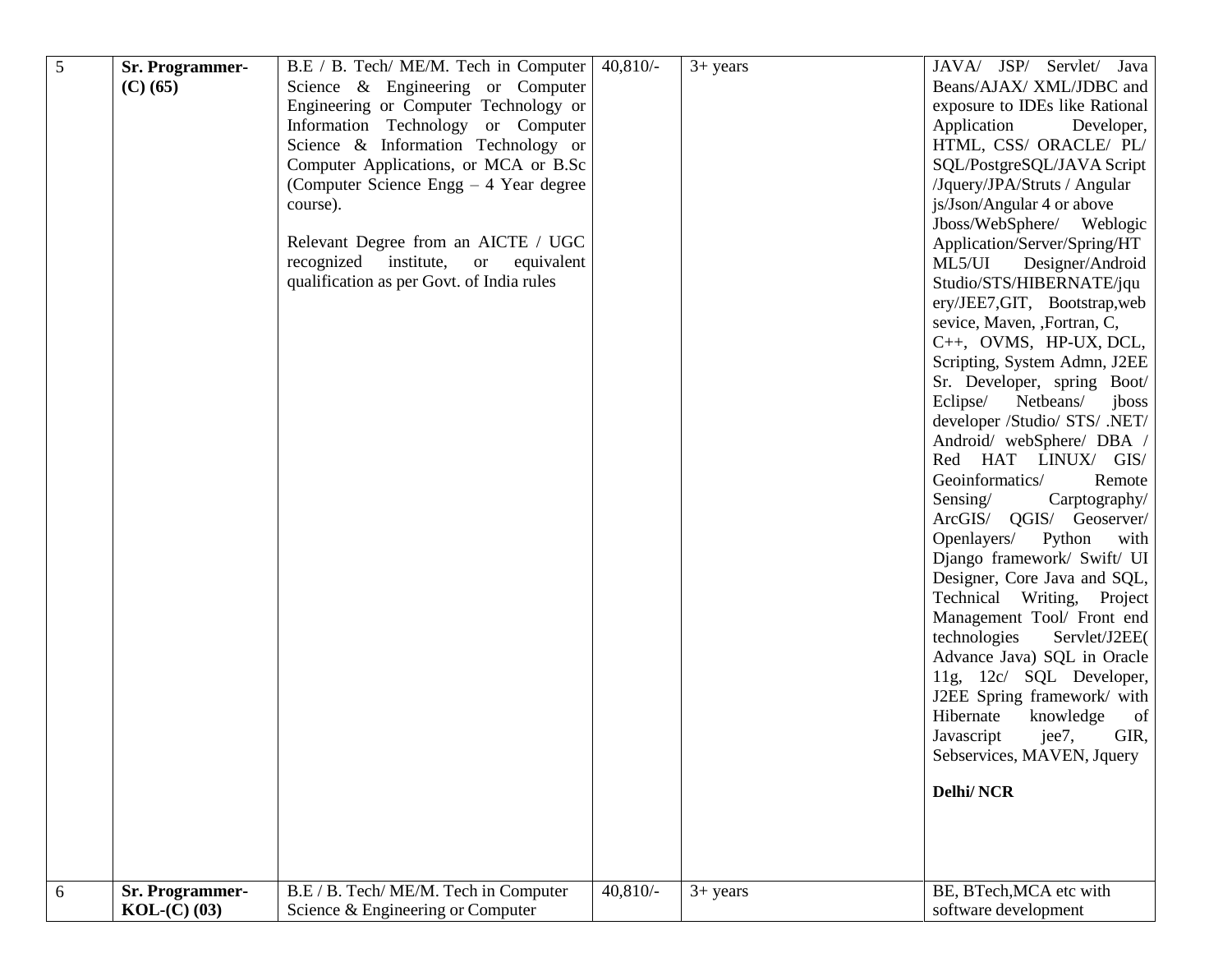| 5 | **Sr. Programmer-(C) (65)** | B.E / B. Tech/ ME/M. Tech in Computer Science & Engineering or Computer Engineering or Computer Technology or Information Technology or Computer Science & Information Technology or Computer Applications, or MCA or B.Sc (Computer Science Engg – 4 Year degree course).<br><br>Relevant Degree from an AICTE / UGC recognized institute, or equivalent qualification as per Govt. of India rules | 40,810/- | 3+ years | JAVA/ JSP/ Servlet/ Java Beans/AJAX/ XML/JDBC and exposure to IDEs like Rational Application Developer, HTML, CSS/ ORACLE/ PL/ SQL/PostgreSQL/JAVA Script /Jquery/JPA/Struts / Angular js/Json/Angular 4 or above Jboss/WebSphere/ Weblogic Application/Server/Spring/HTML5/UI Designer/Android Studio/STS/HIBERNATE/jquery/JEE7,GIT, Bootstrap,web sevice, Maven, ,Fortran, C, C++, OVMS, HP-UX, DCL, Scripting, System Admn, J2EE Sr. Developer, spring Boot/ Eclipse/ Netbeans/ jboss developer /Studio/ STS/ .NET/ Android/ webSphere/ DBA / Red HAT LINUX/ GIS/ Geoinformatics/ Remote Sensing/ Carptography/ ArcGIS/ QGIS/ Geoserver/ Openlayers/ Python with Django framework/ Swift/ UI Designer, Core Java and SQL, Technical Writing, Project Management Tool/ Front end technologies Servlet/J2EE( Advance Java) SQL in Oracle 11g, 12c/ SQL Developer, J2EE Spring framework/ with Hibernate knowledge of Javascript jee7, GIR, Sebservices, MAVEN, Jquery<br><br>**Delhi/ NCR** |
|---|---|---|---|---|---|
| 6 | **Sr. Programmer-KOL-(C) (03)** | B.E / B. Tech/ ME/M. Tech in Computer Science & Engineering or Computer | 40,810/- | 3+ years | BE, BTech,MCA etc with software development |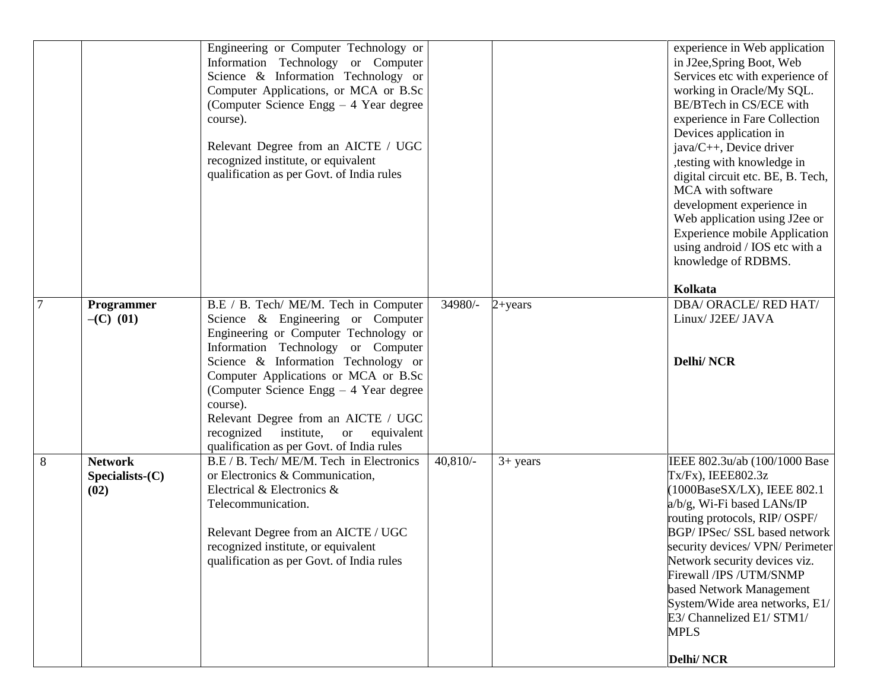| | | | | | |
|---|---|---|---|---|---|
| | | Engineering or Computer Technology or Information Technology or Computer Science & Information Technology or Computer Applications, or MCA or B.Sc (Computer Science Engg – 4 Year degree course).<br><br>Relevant Degree from an AICTE / UGC recognized institute, or equivalent qualification as per Govt. of India rules | | | experience in Web application in J2ee,Spring Boot, Web Services etc with experience of working in Oracle/My SQL. BE/BTech in CS/ECE with experience in Fare Collection Devices application in java/C++, Device driver ,testing with knowledge in digital circuit etc. BE, B. Tech, MCA with software development experience in Web application using J2ee or Experience mobile Application using android / IOS etc with a knowledge of RDBMS.<br><br>**Kolkata** |
| 7 | **Programmer –(C) (01)** | B.E / B. Tech/ ME/M. Tech in Computer Science & Engineering or Computer Engineering or Computer Technology or Information Technology or Computer Science & Information Technology or Computer Applications or MCA or B.Sc (Computer Science Engg – 4 Year degree course).<br>Relevant Degree from an AICTE / UGC recognized institute, or equivalent qualification as per Govt. of India rules | 34980/- | 2+years | DBA/ ORACLE/ RED HAT/ Linux/ J2EE/ JAVA<br><br>**Delhi/ NCR** |
| 8 | **Network Specialists-(C) (02)** | B.E / B. Tech/ ME/M. Tech in Electronics or Electronics & Communication, Electrical & Electronics & Telecommunication.<br><br>Relevant Degree from an AICTE / UGC recognized institute, or equivalent qualification as per Govt. of India rules | 40,810/- | 3+ years | IEEE 802.3u/ab (100/1000 Base Tx/Fx), IEEE802.3z (1000BaseSX/LX), IEEE 802.1 a/b/g, Wi-Fi based LANs/IP routing protocols, RIP/ OSPF/ BGP/ IPSec/ SSL based network security devices/ VPN/ Perimeter Network security devices viz. Firewall /IPS /UTM/SNMP based Network Management System/Wide area networks, E1/ E3/ Channelized E1/ STM1/ MPLS<br><br>**Delhi/ NCR** |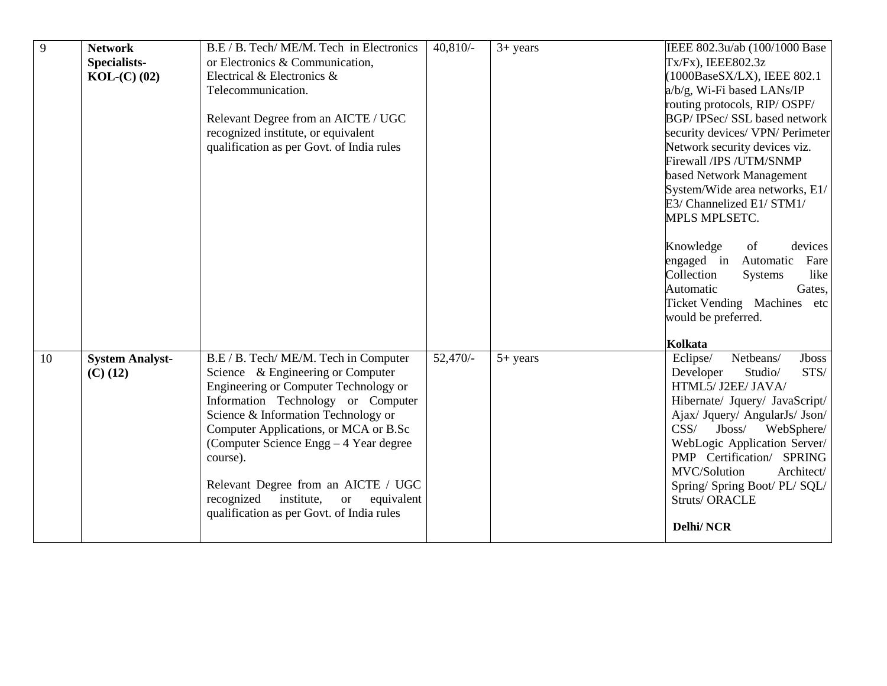| 9 | **Network Specialists- KOL-(C) (02)** | B.E / B. Tech/ ME/M. Tech in Electronics or Electronics & Communication, Electrical & Electronics & Telecommunication.<br><br>Relevant Degree from an AICTE / UGC recognized institute, or equivalent qualification as per Govt. of India rules | 40,810/- | 3+ years | IEEE 802.3u/ab (100/1000 Base Tx/Fx), IEEE802.3z (1000BaseSX/LX), IEEE 802.1 a/b/g, Wi-Fi based LANs/IP routing protocols, RIP/ OSPF/ BGP/ IPSec/ SSL based network security devices/ VPN/ Perimeter Network security devices viz. Firewall /IPS /UTM/SNMP based Network Management System/Wide area networks, E1/ E3/ Channelized E1/ STM1/ MPLS MPLSETC.<br><br>Knowledge of devices engaged in Automatic Fare Collection Systems like Automatic Gates, Ticket Vending Machines etc would be preferred.<br><br>**Kolkata** |
|---|---|---|---|---|---|
| 10 | **System Analyst- (C) (12)** | B.E / B. Tech/ ME/M. Tech in Computer Science & Engineering or Computer Engineering or Computer Technology or Information Technology or Computer Science & Information Technology or Computer Applications, or MCA or B.Sc (Computer Science Engg – 4 Year degree course).<br><br>Relevant Degree from an AICTE / UGC recognized institute, or equivalent qualification as per Govt. of India rules | 52,470/- | 5+ years | Eclipse/ Netbeans/ Jboss Developer Studio/ STS/ HTML5/ J2EE/ JAVA/ Hibernate/ Jquery/ JavaScript/ Ajax/ Jquery/ AngularJs/ Json/ CSS/ Jboss/ WebSphere/ WebLogic Application Server/ PMP Certification/ SPRING MVC/Solution Architect/ Spring/ Spring Boot/ PL/ SQL/ Struts/ ORACLE<br><br>**Delhi/ NCR** |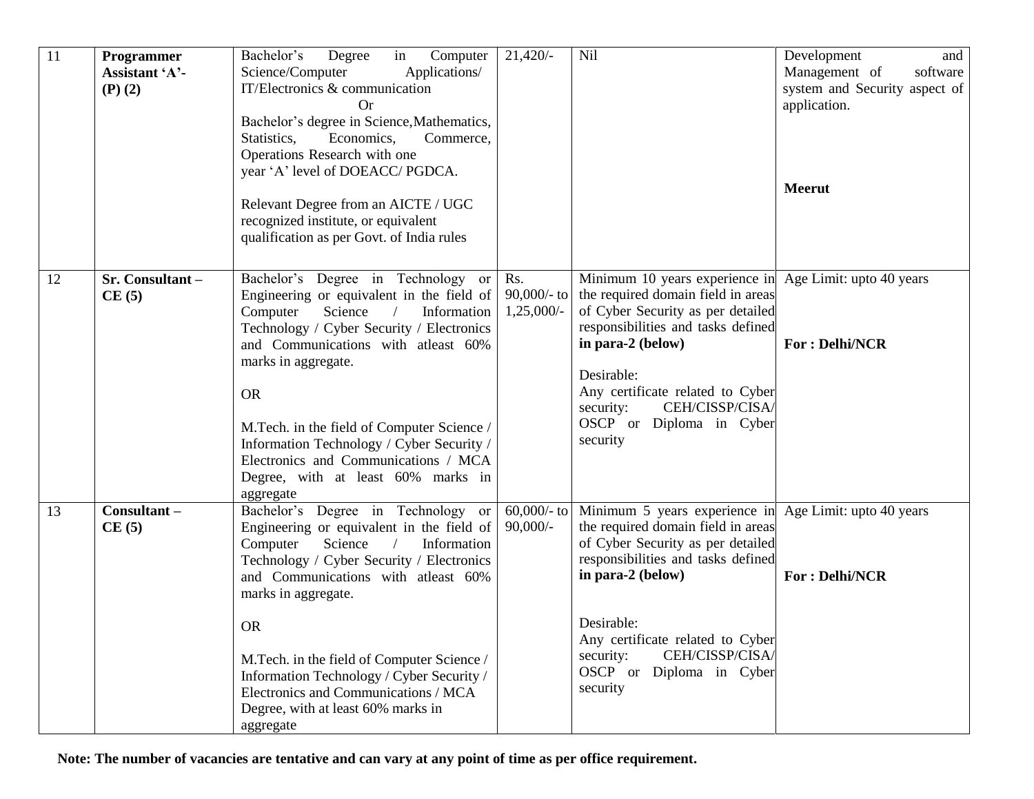| 11 | **Programmer Assistant 'A'- (P) (2)** | Bachelor's Degree in Computer Science/Computer Applications/ IT/Electronics & communication<br>Or<br>Bachelor's degree in Science,Mathematics, Statistics, Economics, Commerce, Operations Research with one year 'A' level of DOEACC/ PGDCA.<br><br>Relevant Degree from an AICTE / UGC recognized institute, or equivalent qualification as per Govt. of India rules | 21,420/- | Nil | Development and Management of software system and Security aspect of application.<br><br>**Meerut** |
|---|---|---|---|---|---|
| 12 | **Sr. Consultant – CE (5)** | Bachelor's Degree in Technology or Engineering or equivalent in the field of Computer Science / Information Technology / Cyber Security / Electronics and Communications with atleast 60% marks in aggregate.<br><br>OR<br><br>M.Tech. in the field of Computer Science / Information Technology / Cyber Security / Electronics and Communications / MCA Degree, with at least 60% marks in aggregate | Rs. 90,000/- to 1,25,000/- | Minimum 10 years experience in the required domain field in areas of Cyber Security as per detailed responsibilities and tasks defined **in para-2 (below)**<br><br>Desirable:<br>Any certificate related to Cyber security: CEH/CISSP/CISA/ OSCP or Diploma in Cyber security | Age Limit: upto 40 years<br><br>**For : Delhi/NCR** |
| 13 | **Consultant – CE (5)** | Bachelor's Degree in Technology or Engineering or equivalent in the field of Computer Science / Information Technology / Cyber Security / Electronics and Communications with atleast 60% marks in aggregate.<br><br>OR<br><br>M.Tech. in the field of Computer Science / Information Technology / Cyber Security / Electronics and Communications / MCA Degree, with at least 60% marks in aggregate | 60,000/- to 90,000/- | Minimum 5 years experience in the required domain field in areas of Cyber Security as per detailed responsibilities and tasks defined **in para-2 (below)**<br><br>Desirable:<br>Any certificate related to Cyber security: CEH/CISSP/CISA/ OSCP or Diploma in Cyber security | Age Limit: upto 40 years<br><br>**For : Delhi/NCR** |

**Note: The number of vacancies are tentative and can vary at any point of time as per office requirement.**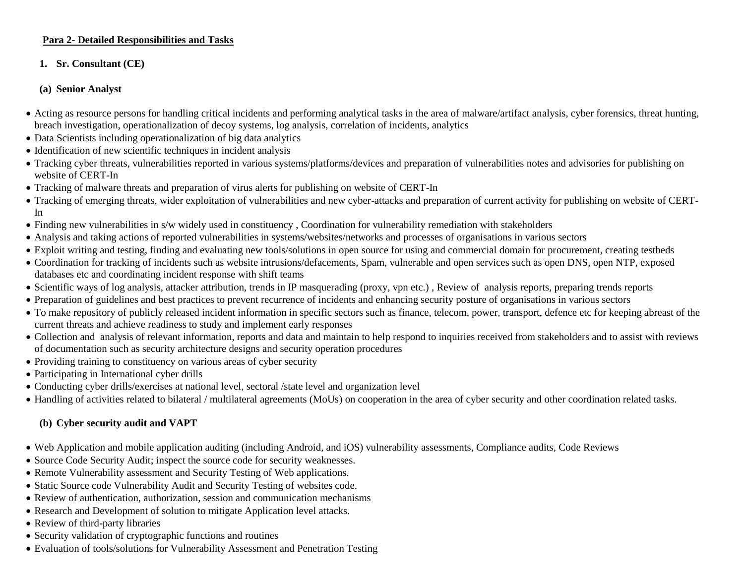**Para 2- Detailed Responsibilities and Tasks**

1. **Sr. Consultant (CE)**

**(a) Senior Analyst**

- Acting as resource persons for handling critical incidents and performing analytical tasks in the area of malware/artifact analysis, cyber forensics, threat hunting, breach investigation, operationalization of decoy systems, log analysis, correlation of incidents, analytics
- Data Scientists including operationalization of big data analytics
- Identification of new scientific techniques in incident analysis
- Tracking cyber threats, vulnerabilities reported in various systems/platforms/devices and preparation of vulnerabilities notes and advisories for publishing on website of CERT-In
- Tracking of malware threats and preparation of virus alerts for publishing on website of CERT-In
- Tracking of emerging threats, wider exploitation of vulnerabilities and new cyber-attacks and preparation of current activity for publishing on website of CERT-In
- Finding new vulnerabilities in s/w widely used in constituency , Coordination for vulnerability remediation with stakeholders
- Analysis and taking actions of reported vulnerabilities in systems/websites/networks and processes of organisations in various sectors
- Exploit writing and testing, finding and evaluating new tools/solutions in open source for using and commercial domain for procurement, creating testbeds
- Coordination for tracking of incidents such as website intrusions/defacements, Spam, vulnerable and open services such as open DNS, open NTP, exposed databases etc and coordinating incident response with shift teams
- Scientific ways of log analysis, attacker attribution, trends in IP masquerading (proxy, vpn etc.) , Review of analysis reports, preparing trends reports
- Preparation of guidelines and best practices to prevent recurrence of incidents and enhancing security posture of organisations in various sectors
- To make repository of publicly released incident information in specific sectors such as finance, telecom, power, transport, defence etc for keeping abreast of the current threats and achieve readiness to study and implement early responses
- Collection and analysis of relevant information, reports and data and maintain to help respond to inquiries received from stakeholders and to assist with reviews of documentation such as security architecture designs and security operation procedures
- Providing training to constituency on various areas of cyber security
- Participating in International cyber drills
- Conducting cyber drills/exercises at national level, sectoral /state level and organization level
- Handling of activities related to bilateral / multilateral agreements (MoUs) on cooperation in the area of cyber security and other coordination related tasks.

**(b) Cyber security audit and VAPT**

- Web Application and mobile application auditing (including Android, and iOS) vulnerability assessments, Compliance audits, Code Reviews
- Source Code Security Audit; inspect the source code for security weaknesses.
- Remote Vulnerability assessment and Security Testing of Web applications.
- Static Source code Vulnerability Audit and Security Testing of websites code.
- Review of authentication, authorization, session and communication mechanisms
- Research and Development of solution to mitigate Application level attacks.
- Review of third-party libraries
- Security validation of cryptographic functions and routines
- Evaluation of tools/solutions for Vulnerability Assessment and Penetration Testing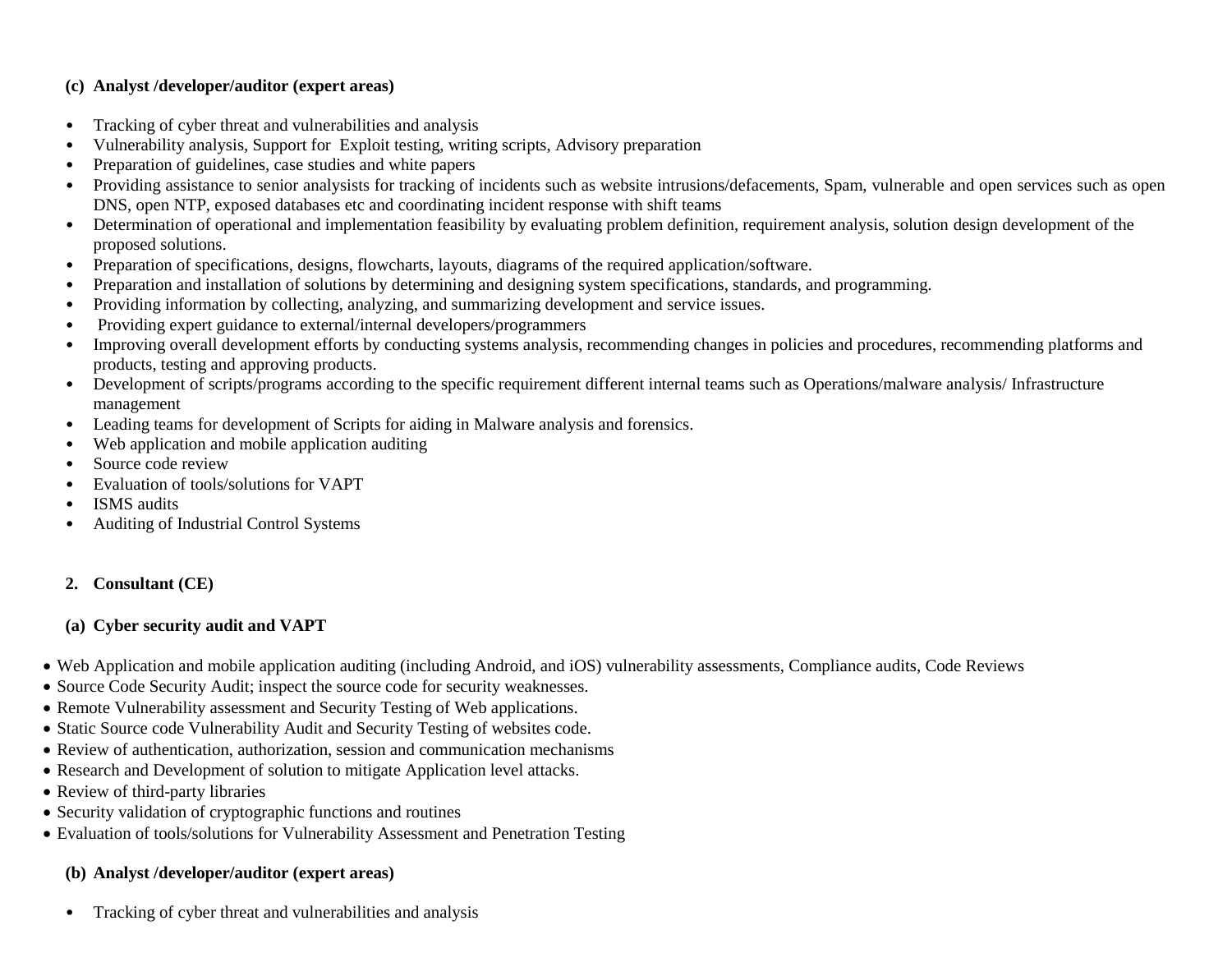**(c) Analyst /developer/auditor (expert areas)**

- Tracking of cyber threat and vulnerabilities and analysis
- Vulnerability analysis, Support for Exploit testing, writing scripts, Advisory preparation
- Preparation of guidelines, case studies and white papers
- Providing assistance to senior analysists for tracking of incidents such as website intrusions/defacements, Spam, vulnerable and open services such as open DNS, open NTP, exposed databases etc and coordinating incident response with shift teams
- Determination of operational and implementation feasibility by evaluating problem definition, requirement analysis, solution design development of the proposed solutions.
- Preparation of specifications, designs, flowcharts, layouts, diagrams of the required application/software.
- Preparation and installation of solutions by determining and designing system specifications, standards, and programming.
- Providing information by collecting, analyzing, and summarizing development and service issues.
- Providing expert guidance to external/internal developers/programmers
- Improving overall development efforts by conducting systems analysis, recommending changes in policies and procedures, recommending platforms and products, testing and approving products.
- Development of scripts/programs according to the specific requirement different internal teams such as Operations/malware analysis/ Infrastructure management
- Leading teams for development of Scripts for aiding in Malware analysis and forensics.
- Web application and mobile application auditing
- Source code review
- Evaluation of tools/solutions for VAPT
- ISMS audits
- Auditing of Industrial Control Systems

**2. Consultant (CE)**

**(a) Cyber security audit and VAPT**

- Web Application and mobile application auditing (including Android, and iOS) vulnerability assessments, Compliance audits, Code Reviews
- Source Code Security Audit; inspect the source code for security weaknesses.
- Remote Vulnerability assessment and Security Testing of Web applications.
- Static Source code Vulnerability Audit and Security Testing of websites code.
- Review of authentication, authorization, session and communication mechanisms
- Research and Development of solution to mitigate Application level attacks.
- Review of third-party libraries
- Security validation of cryptographic functions and routines
- Evaluation of tools/solutions for Vulnerability Assessment and Penetration Testing

**(b) Analyst /developer/auditor (expert areas)**

- Tracking of cyber threat and vulnerabilities and analysis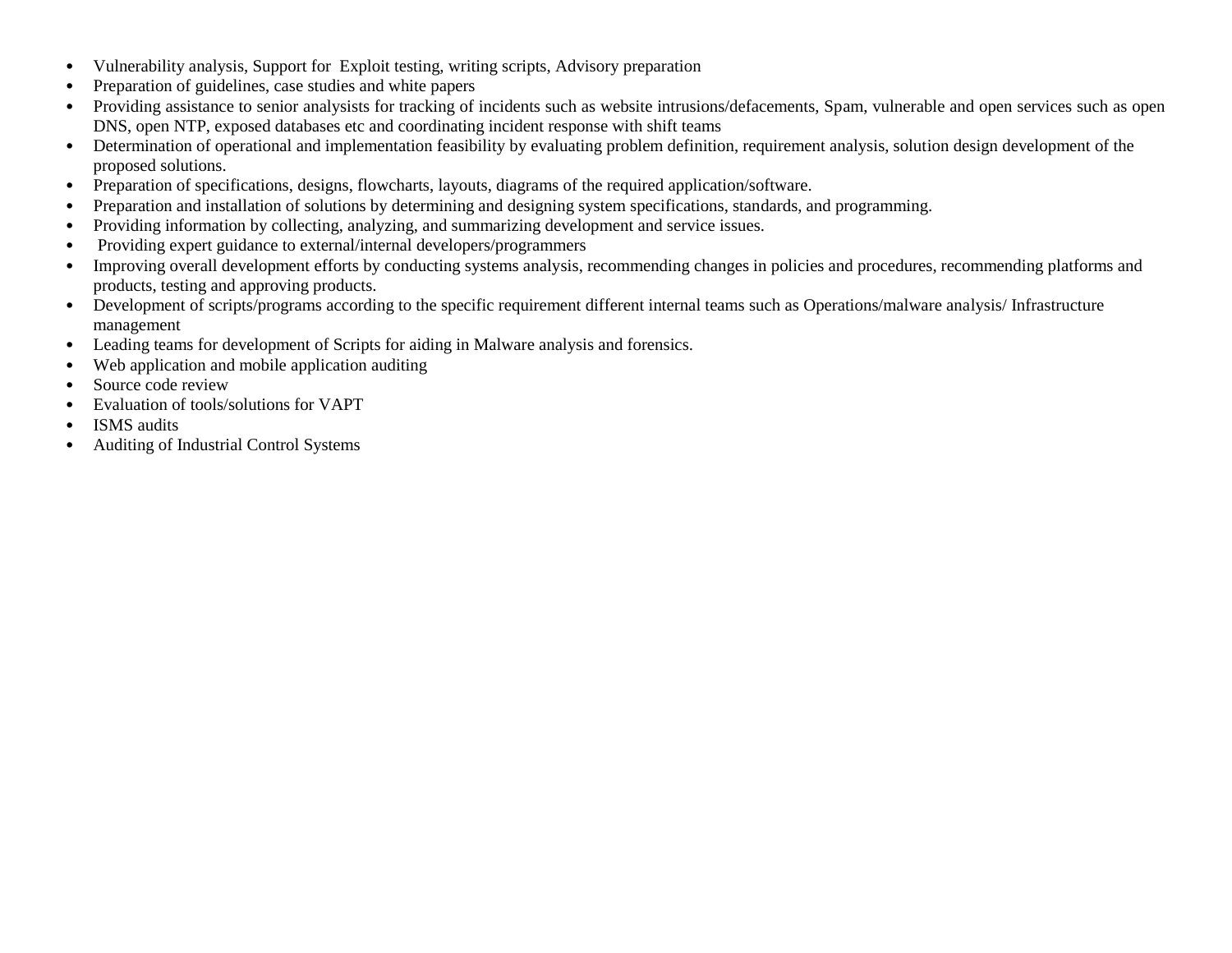- Vulnerability analysis, Support for Exploit testing, writing scripts, Advisory preparation
- Preparation of guidelines, case studies and white papers
- Providing assistance to senior analysists for tracking of incidents such as website intrusions/defacements, Spam, vulnerable and open services such as open DNS, open NTP, exposed databases etc and coordinating incident response with shift teams
- Determination of operational and implementation feasibility by evaluating problem definition, requirement analysis, solution design development of the proposed solutions.
- Preparation of specifications, designs, flowcharts, layouts, diagrams of the required application/software.
- Preparation and installation of solutions by determining and designing system specifications, standards, and programming.
- Providing information by collecting, analyzing, and summarizing development and service issues.
- Providing expert guidance to external/internal developers/programmers
- Improving overall development efforts by conducting systems analysis, recommending changes in policies and procedures, recommending platforms and products, testing and approving products.
- Development of scripts/programs according to the specific requirement different internal teams such as Operations/malware analysis/ Infrastructure management
- Leading teams for development of Scripts for aiding in Malware analysis and forensics.
- Web application and mobile application auditing
- Source code review
- Evaluation of tools/solutions for VAPT
- ISMS audits
- Auditing of Industrial Control Systems